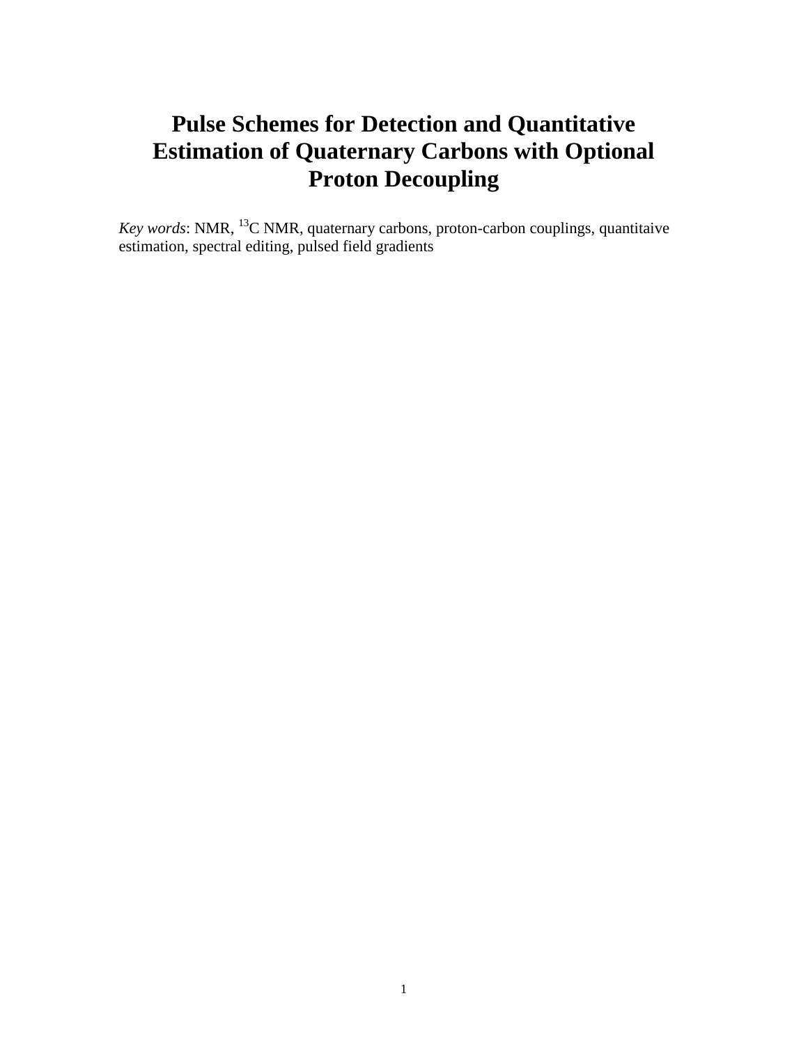# Pulse Schemes for Detection and Quantitative Estimation of Quaternary Carbons with Optional Proton Decoupling

*Key words*: NMR, $^{13}$C NMR, quaternary carbons, proton-carbon couplings, quantitaive estimation, spectral editing, pulsed field gradients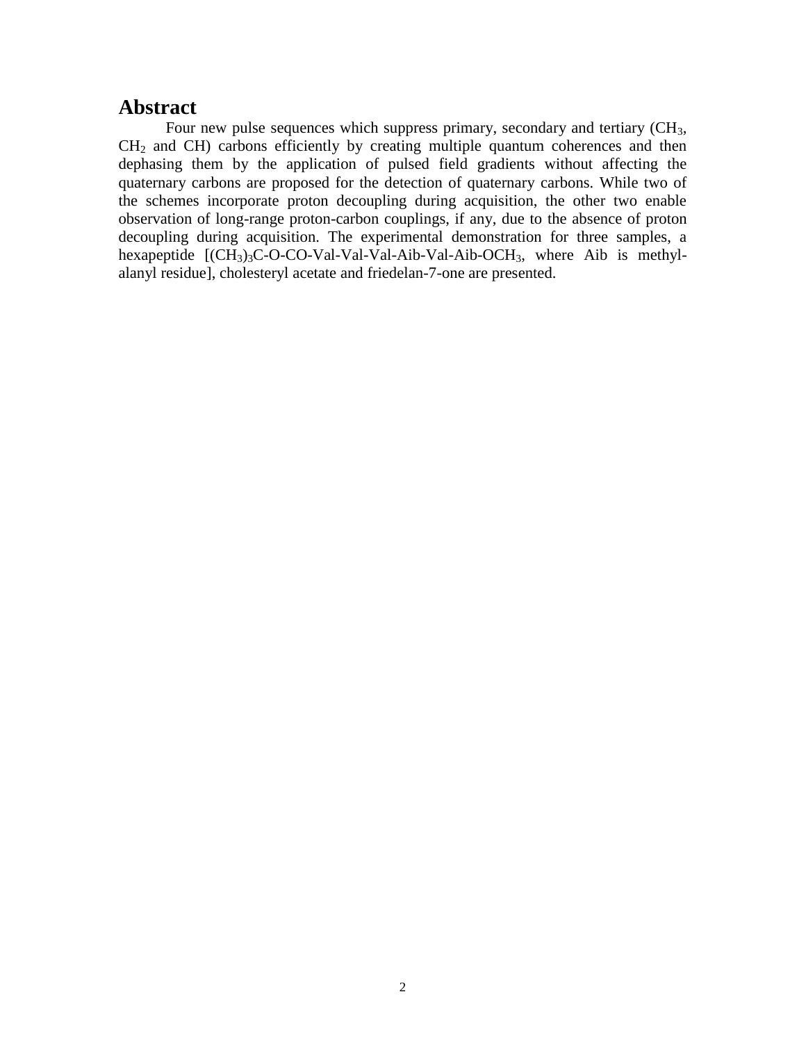## Abstract

Four new pulse sequences which suppress primary, secondary and tertiary ($CH_3$, $CH_2$ and CH) carbons efficiently by creating multiple quantum coherences and then dephasing them by the application of pulsed field gradients without affecting the quaternary carbons are proposed for the detection of quaternary carbons. While two of the schemes incorporate proton decoupling during acquisition, the other two enable observation of long-range proton-carbon couplings, if any, due to the absence of proton decoupling during acquisition. The experimental demonstration for three samples, a hexapeptide [$(CH_3)_3C$-O-CO-Val-Val-Val-Aib-Val-Aib-$OCH_3$, where Aib is methyl-alanyl residue], cholesteryl acetate and friedelan-7-one are presented.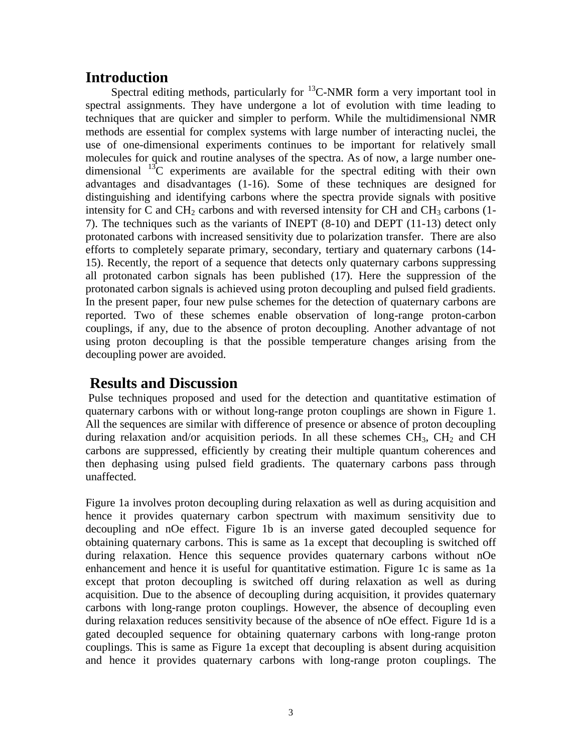## Introduction

Spectral editing methods, particularly for $^{13}$C-NMR form a very important tool in spectral assignments. They have undergone a lot of evolution with time leading to techniques that are quicker and simpler to perform. While the multidimensional NMR methods are essential for complex systems with large number of interacting nuclei, the use of one-dimensional experiments continues to be important for relatively small molecules for quick and routine analyses of the spectra. As of now, a large number one-dimensional $^{13}$C experiments are available for the spectral editing with their own advantages and disadvantages (1-16). Some of these techniques are designed for distinguishing and identifying carbons where the spectra provide signals with positive intensity for C and $CH_2$ carbons and with reversed intensity for CH and $CH_3$ carbons (1-7). The techniques such as the variants of INEPT (8-10) and DEPT (11-13) detect only protonated carbons with increased sensitivity due to polarization transfer. There are also efforts to completely separate primary, secondary, tertiary and quaternary carbons (14-15). Recently, the report of a sequence that detects only quaternary carbons suppressing all protonated carbon signals has been published (17). Here the suppression of the protonated carbon signals is achieved using proton decoupling and pulsed field gradients. In the present paper, four new pulse schemes for the detection of quaternary carbons are reported. Two of these schemes enable observation of long-range proton-carbon couplings, if any, due to the absence of proton decoupling. Another advantage of not using proton decoupling is that the possible temperature changes arising from the decoupling power are avoided.

## Results and Discussion

Pulse techniques proposed and used for the detection and quantitative estimation of quaternary carbons with or without long-range proton couplings are shown in Figure 1. All the sequences are similar with difference of presence or absence of proton decoupling during relaxation and/or acquisition periods. In all these schemes $CH_3$, $CH_2$ and CH carbons are suppressed, efficiently by creating their multiple quantum coherences and then dephasing using pulsed field gradients. The quaternary carbons pass through unaffected.

Figure 1a involves proton decoupling during relaxation as well as during acquisition and hence it provides quaternary carbon spectrum with maximum sensitivity due to decoupling and nOe effect. Figure 1b is an inverse gated decoupled sequence for obtaining quaternary carbons. This is same as 1a except that decoupling is switched off during relaxation. Hence this sequence provides quaternary carbons without nOe enhancement and hence it is useful for quantitative estimation. Figure 1c is same as 1a except that proton decoupling is switched off during relaxation as well as during acquisition. Due to the absence of decoupling during acquisition, it provides quaternary carbons with long-range proton couplings. However, the absence of decoupling even during relaxation reduces sensitivity because of the absence of nOe effect. Figure 1d is a gated decoupled sequence for obtaining quaternary carbons with long-range proton couplings. This is same as Figure 1a except that decoupling is absent during acquisition and hence it provides quaternary carbons with long-range proton couplings. The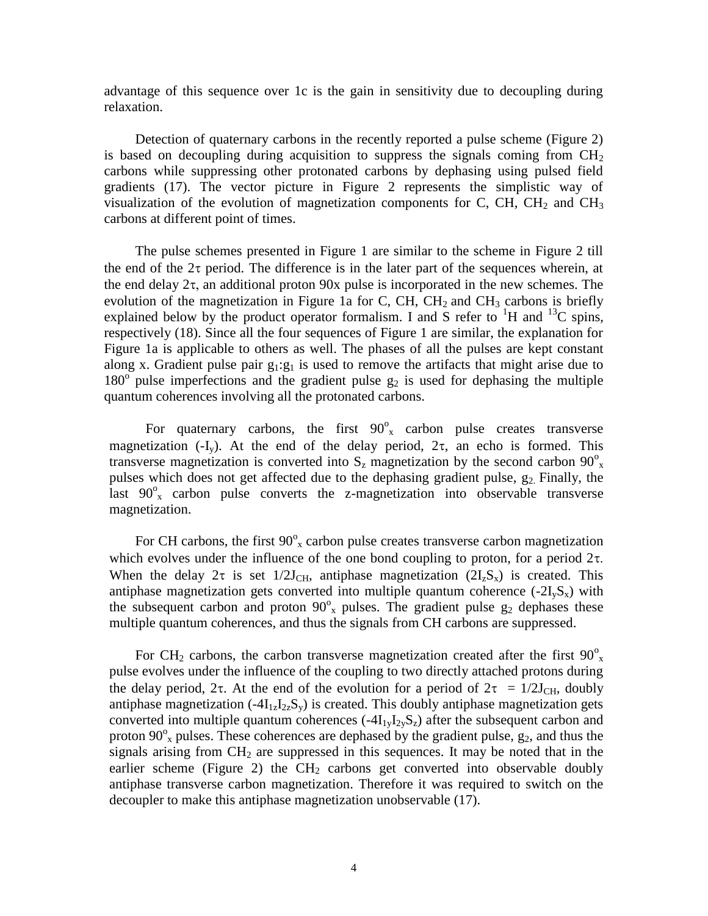advantage of this sequence over 1c is the gain in sensitivity due to decoupling during relaxation.

Detection of quaternary carbons in the recently reported a pulse scheme (Figure 2) is based on decoupling during acquisition to suppress the signals coming from $CH_2$ carbons while suppressing other protonated carbons by dephasing using pulsed field gradients (17). The vector picture in Figure 2 represents the simplistic way of visualization of the evolution of magnetization components for C, CH, $CH_2$ and $CH_3$ carbons at different point of times.

The pulse schemes presented in Figure 1 are similar to the scheme in Figure 2 till the end of the $2\tau$ period. The difference is in the later part of the sequences wherein, at the end delay $2\tau$, an additional proton 90x pulse is incorporated in the new schemes. The evolution of the magnetization in Figure 1a for C, CH, $CH_2$ and $CH_3$ carbons is briefly explained below by the product operator formalism. I and S refer to $^{1}H$ and $^{13}C$ spins, respectively (18). Since all the four sequences of Figure 1 are similar, the explanation for Figure 1a is applicable to others as well. The phases of all the pulses are kept constant along x. Gradient pulse pair $g_1$:$g_1$ is used to remove the artifacts that might arise due to $180^o$ pulse imperfections and the gradient pulse $g_2$ is used for dephasing the multiple quantum coherences involving all the protonated carbons.

For quaternary carbons, the first $90^o_x$ carbon pulse creates transverse magnetization ($-I_y$). At the end of the delay period, $2\tau$, an echo is formed. This transverse magnetization is converted into $S_z$ magnetization by the second carbon $90^o_x$ pulses which does not get affected due to the dephasing gradient pulse, $g_2$. Finally, the last $90^o_x$ carbon pulse converts the z-magnetization into observable transverse magnetization.

For CH carbons, the first $90^o_x$ carbon pulse creates transverse carbon magnetization which evolves under the influence of the one bond coupling to proton, for a period $2\tau$. When the delay $2\tau$ is set $1/2J_{CH}$, antiphase magnetization ($2I_zS_x$) is created. This antiphase magnetization gets converted into multiple quantum coherence ($-2I_yS_x$) with the subsequent carbon and proton $90^o_x$ pulses. The gradient pulse $g_2$ dephases these multiple quantum coherences, and thus the signals from CH carbons are suppressed.

For $CH_2$ carbons, the carbon transverse magnetization created after the first $90^o_x$ pulse evolves under the influence of the coupling to two directly attached protons during the delay period, $2\tau$. At the end of the evolution for a period of $2\tau = 1/2J_{CH}$, doubly antiphase magnetization ($-4I_{1z}I_{2z}S_y$) is created. This doubly antiphase magnetization gets converted into multiple quantum coherences ($-4I_{1y}I_{2y}S_z$) after the subsequent carbon and proton $90^o_x$ pulses. These coherences are dephased by the gradient pulse, $g_2$, and thus the signals arising from $CH_2$ are suppressed in this sequences. It may be noted that in the earlier scheme (Figure 2) the $CH_2$ carbons get converted into observable doubly antiphase transverse carbon magnetization. Therefore it was required to switch on the decoupler to make this antiphase magnetization unobservable (17).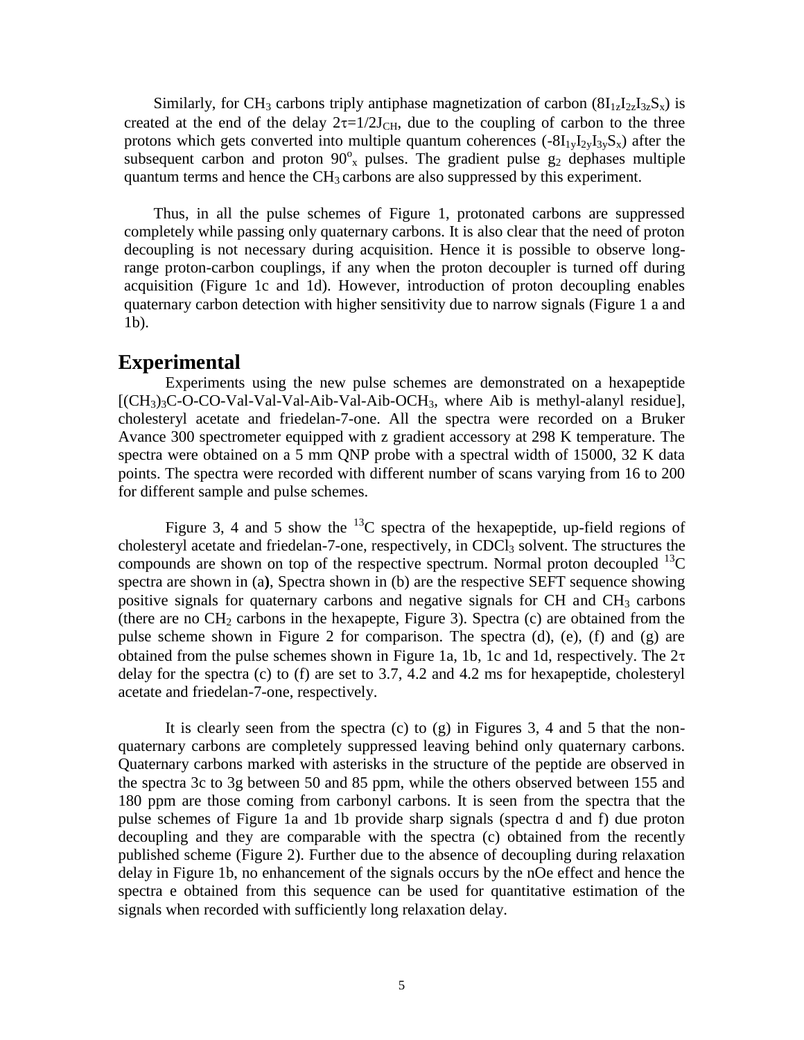Similarly, for $CH_3$ carbons triply antiphase magnetization of carbon ($8I_{1z}I_{2z}I_{3z}S_x$) is created at the end of the delay $2\tau=1/2J_{CH}$, due to the coupling of carbon to the three protons which gets converted into multiple quantum coherences ($-8I_{1y}I_{2y}I_{3y}S_x$) after the subsequent carbon and proton $90^o{}_x$ pulses. The gradient pulse $g_2$ dephases multiple quantum terms and hence the $CH_3$ carbons are also suppressed by this experiment.

Thus, in all the pulse schemes of Figure 1, protonated carbons are suppressed completely while passing only quaternary carbons. It is also clear that the need of proton decoupling is not necessary during acquisition. Hence it is possible to observe long-range proton-carbon couplings, if any when the proton decoupler is turned off during acquisition (Figure 1c and 1d). However, introduction of proton decoupling enables quaternary carbon detection with higher sensitivity due to narrow signals (Figure 1 a and 1b).

## Experimental

Experiments using the new pulse schemes are demonstrated on a hexapeptide [$(CH_3)_3C$-O-CO-Val-Val-Val-Aib-Val-Aib-$OCH_3$, where Aib is methyl-alanyl residue], cholesteryl acetate and friedelan-7-one. All the spectra were recorded on a Bruker Avance 300 spectrometer equipped with z gradient accessory at 298 K temperature. The spectra were obtained on a 5 mm QNP probe with a spectral width of 15000, 32 K data points. The spectra were recorded with different number of scans varying from 16 to 200 for different sample and pulse schemes.

Figure 3, 4 and 5 show the $^{13}C$ spectra of the hexapeptide, up-field regions of cholesteryl acetate and friedelan-7-one, respectively, in $CDCl_3$ solvent. The structures the compounds are shown on top of the respective spectrum. Normal proton decoupled $^{13}C$ spectra are shown in (a**)**, Spectra shown in (b) are the respective SEFT sequence showing positive signals for quaternary carbons and negative signals for CH and $CH_3$ carbons (there are no $CH_2$ carbons in the hexapepte, Figure 3). Spectra (c) are obtained from the pulse scheme shown in Figure 2 for comparison. The spectra (d), (e), (f) and (g) are obtained from the pulse schemes shown in Figure 1a, 1b, 1c and 1d, respectively. The $2\tau$ delay for the spectra (c) to (f) are set to 3.7, 4.2 and 4.2 ms for hexapeptide, cholesteryl acetate and friedelan-7-one, respectively.

It is clearly seen from the spectra (c) to (g) in Figures 3, 4 and 5 that the non-quaternary carbons are completely suppressed leaving behind only quaternary carbons. Quaternary carbons marked with asterisks in the structure of the peptide are observed in the spectra 3c to 3g between 50 and 85 ppm, while the others observed between 155 and 180 ppm are those coming from carbonyl carbons. It is seen from the spectra that the pulse schemes of Figure 1a and 1b provide sharp signals (spectra d and f) due proton decoupling and they are comparable with the spectra (c) obtained from the recently published scheme (Figure 2). Further due to the absence of decoupling during relaxation delay in Figure 1b, no enhancement of the signals occurs by the nOe effect and hence the spectra e obtained from this sequence can be used for quantitative estimation of the signals when recorded with sufficiently long relaxation delay.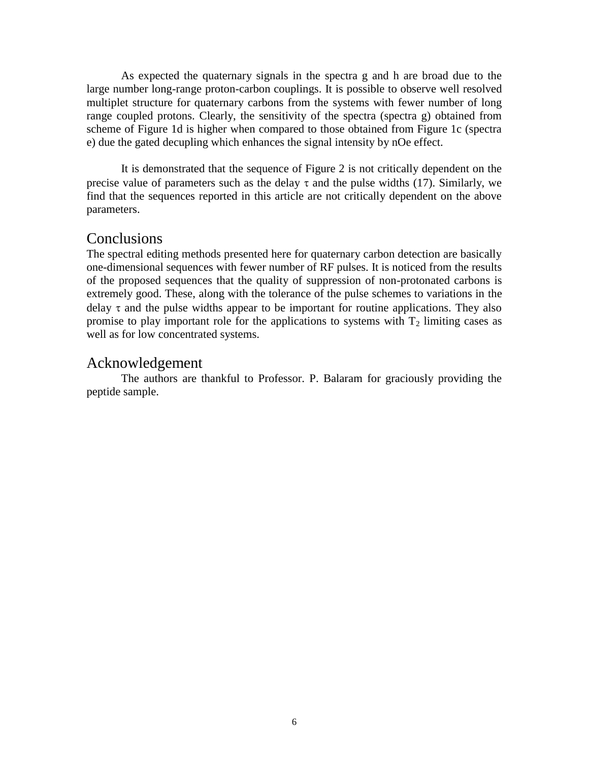As expected the quaternary signals in the spectra g and h are broad due to the large number long-range proton-carbon couplings. It is possible to observe well resolved multiplet structure for quaternary carbons from the systems with fewer number of long range coupled protons. Clearly, the sensitivity of the spectra (spectra g) obtained from scheme of Figure 1d is higher when compared to those obtained from Figure 1c (spectra e) due the gated decupling which enhances the signal intensity by nOe effect.

It is demonstrated that the sequence of Figure 2 is not critically dependent on the precise value of parameters such as the delay $\tau$ and the pulse widths (17). Similarly, we find that the sequences reported in this article are not critically dependent on the above parameters.

## Conclusions

The spectral editing methods presented here for quaternary carbon detection are basically one-dimensional sequences with fewer number of RF pulses. It is noticed from the results of the proposed sequences that the quality of suppression of non-protonated carbons is extremely good. These, along with the tolerance of the pulse schemes to variations in the delay $\tau$ and the pulse widths appear to be important for routine applications. They also promise to play important role for the applications to systems with $T_2$ limiting cases as well as for low concentrated systems.

## Acknowledgement

The authors are thankful to Professor. P. Balaram for graciously providing the peptide sample.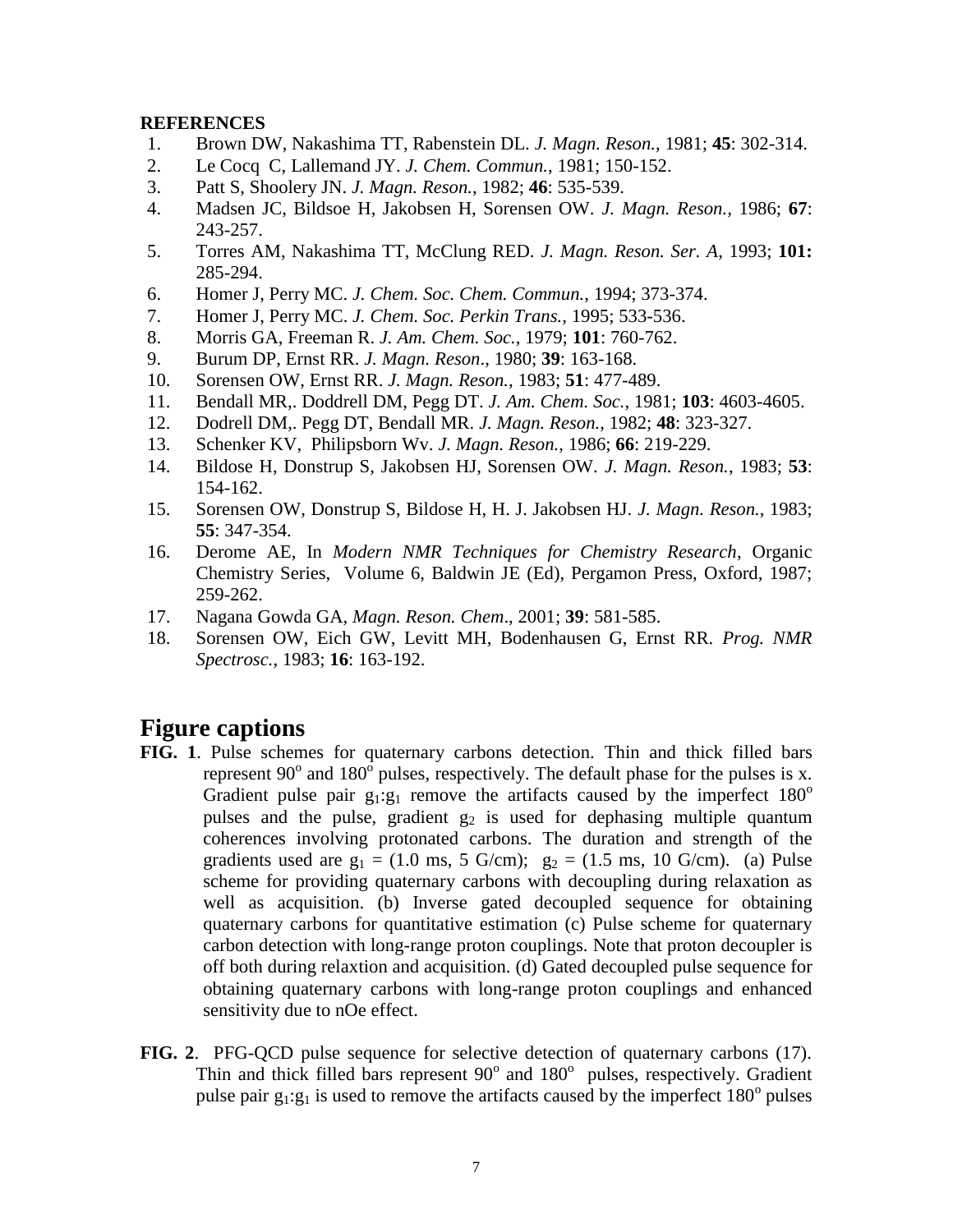**REFERENCES**

1. Brown DW, Nakashima TT, Rabenstein DL. *J. Magn. Reson.*, 1981; **45**: 302-314.
2. Le Cocq C, Lallemand JY. *J. Chem. Commun.*, 1981; 150-152.
3. Patt S, Shoolery JN. *J. Magn. Reson.*, 1982; **46**: 535-539.
4. Madsen JC, Bildsoe H, Jakobsen H, Sorensen OW. *J. Magn. Reson.*, 1986; **67**: 243-257.
5. Torres AM, Nakashima TT, McClung RED. *J. Magn. Reson. Ser. A*, 1993; **101:** 285-294.
6. Homer J, Perry MC. *J. Chem. Soc. Chem. Commun.*, 1994; 373-374.
7. Homer J, Perry MC. *J. Chem. Soc. Perkin Trans.*, 1995; 533-536.
8. Morris GA, Freeman R. *J. Am. Chem. Soc.*, 1979; **101**: 760-762.
9. Burum DP, Ernst RR. *J. Magn. Reson*., 1980; **39**: 163-168.
10. Sorensen OW, Ernst RR. *J. Magn. Reson.*, 1983; **51**: 477-489.
11. Bendall MR,. Doddrell DM, Pegg DT. *J. Am. Chem. Soc.*, 1981; **103**: 4603-4605.
12. Dodrell DM,. Pegg DT, Bendall MR. *J. Magn. Reson.*, 1982; **48**: 323-327.
13. Schenker KV, Philipsborn Wv. *J. Magn. Reson.*, 1986; **66**: 219-229.
14. Bildose H, Donstrup S, Jakobsen HJ, Sorensen OW. *J. Magn. Reson.*, 1983; **53**: 154-162.
15. Sorensen OW, Donstrup S, Bildose H, H. J. Jakobsen HJ. *J. Magn. Reson.*, 1983; **55**: 347-354.
16. Derome AE, In *Modern NMR Techniques for Chemistry Research*, Organic Chemistry Series, Volume 6, Baldwin JE (Ed), Pergamon Press, Oxford, 1987; 259-262.
17. Nagana Gowda GA, *Magn. Reson. Chem*., 2001; **39**: 581-585.
18. Sorensen OW, Eich GW, Levitt MH, Bodenhausen G, Ernst RR. *Prog. NMR Spectrosc.*, 1983; **16**: 163-192.

# Figure captions

**FIG. 1**. Pulse schemes for quaternary carbons detection. Thin and thick filled bars represent $90^o$ and $180^o$ pulses, respectively. The default phase for the pulses is x. Gradient pulse pair $g_1$:$g_1$ remove the artifacts caused by the imperfect $180^o$ pulses and the pulse, gradient $g_2$ is used for dephasing multiple quantum coherences involving protonated carbons. The duration and strength of the gradients used are $g_1$ = (1.0 ms, 5 G/cm); $g_2$ = (1.5 ms, 10 G/cm). (a) Pulse scheme for providing quaternary carbons with decoupling during relaxation as well as acquisition. (b) Inverse gated decoupled sequence for obtaining quaternary carbons for quantitative estimation (c) Pulse scheme for quaternary carbon detection with long-range proton couplings. Note that proton decoupler is off both during relaxtion and acquisition. (d) Gated decoupled pulse sequence for obtaining quaternary carbons with long-range proton couplings and enhanced sensitivity due to nOe effect.

**FIG. 2**. PFG-QCD pulse sequence for selective detection of quaternary carbons (17). Thin and thick filled bars represent $90^o$ and $180^o$ pulses, respectively. Gradient pulse pair $g_1$:$g_1$ is used to remove the artifacts caused by the imperfect $180^o$ pulses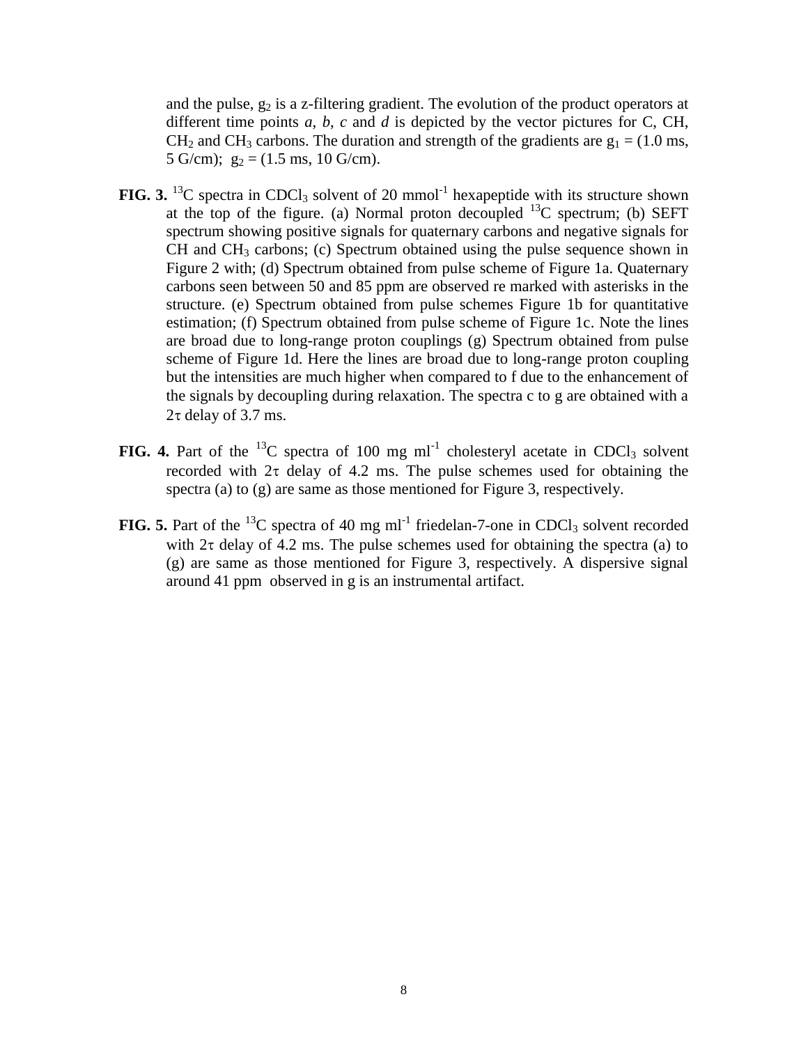and the pulse, $g_2$ is a z-filtering gradient. The evolution of the product operators at different time points *a*, *b*, *c* and *d* is depicted by the vector pictures for C, CH, $CH_2$ and $CH_3$ carbons. The duration and strength of the gradients are $g_1$ = (1.0 ms, 5 G/cm); $g_2$ = (1.5 ms, 10 G/cm).

**FIG. 3.** $^{13}C$ spectra in $CDCl_3$ solvent of 20 $mmol^{-1}$ hexapeptide with its structure shown at the top of the figure. (a) Normal proton decoupled $^{13}C$ spectrum; (b) SEFT spectrum showing positive signals for quaternary carbons and negative signals for CH and $CH_3$ carbons; (c) Spectrum obtained using the pulse sequence shown in Figure 2 with; (d) Spectrum obtained from pulse scheme of Figure 1a. Quaternary carbons seen between 50 and 85 ppm are observed re marked with asterisks in the structure. (e) Spectrum obtained from pulse schemes Figure 1b for quantitative estimation; (f) Spectrum obtained from pulse scheme of Figure 1c. Note the lines are broad due to long-range proton couplings (g) Spectrum obtained from pulse scheme of Figure 1d. Here the lines are broad due to long-range proton coupling but the intensities are much higher when compared to f due to the enhancement of the signals by decoupling during relaxation. The spectra c to g are obtained with a $2\tau$ delay of 3.7 ms.

**FIG. 4.** Part of the $^{13}C$ spectra of 100 mg $ml^{-1}$ cholesteryl acetate in $CDCl_3$ solvent recorded with $2\tau$ delay of 4.2 ms. The pulse schemes used for obtaining the spectra (a) to (g) are same as those mentioned for Figure 3, respectively.

**FIG. 5.** Part of the $^{13}C$ spectra of 40 mg $ml^{-1}$ friedelan-7-one in $CDCl_3$ solvent recorded with $2\tau$ delay of 4.2 ms. The pulse schemes used for obtaining the spectra (a) to (g) are same as those mentioned for Figure 3, respectively. A dispersive signal around 41 ppm observed in g is an instrumental artifact.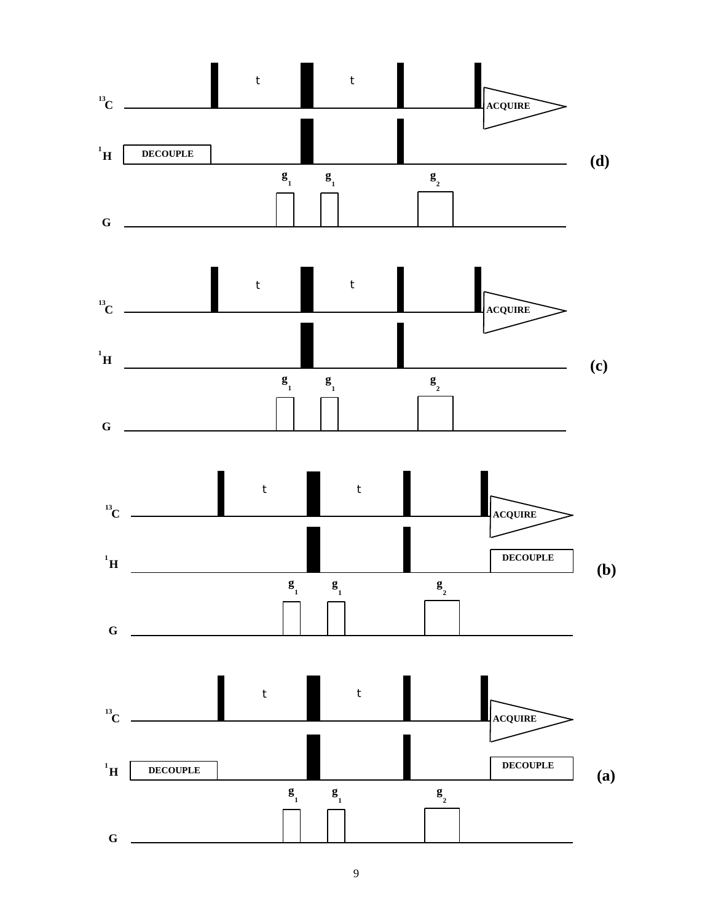t t

$^{13}C$ ACQUIRE

$^{1}H$ DECOUPLE

(d)

$g_1$ $g_1$ $g_2$

G

t t

$^{13}C$ ACQUIRE

$^{1}H$

(c)

$g_1$ $g_1$ $g_2$

G

t t

$^{13}C$ ACQUIRE

$^{1}H$ DECOUPLE

(b)

$g_1$ $g_1$ $g_2$

G

t t

$^{13}C$ ACQUIRE

$^{1}H$ DECOUPLE DECOUPLE

(a)

$g_1$ $g_1$ $g_2$

G